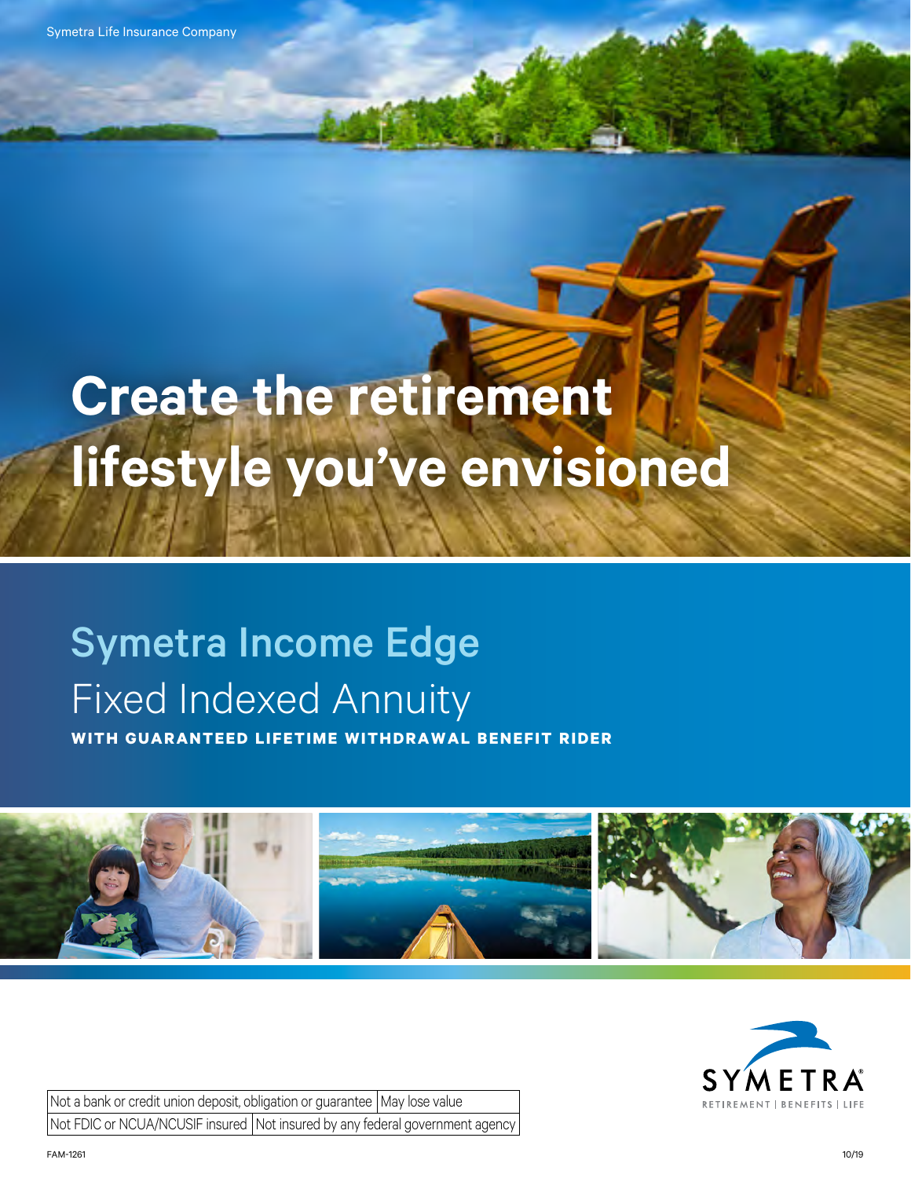Symetra Life Insurance Company

# Create the retirement lifestyle you've envisioned

## Symetra Income Edge

Fixed Indexed Annuity

**WITH GUARANTEED LIFETIME WITHDRAWAL BENEFIT RIDER**

| Not a bank or credit union deposit, obligation or guarantee | May lose value |
|---|---|
| Not FDIC or NCUA/NCUSIF insured | Not insured by any federal government agency |

SYMETRA

RETIREMENT | BENEFITS | LIFE

FAM-1261

10/19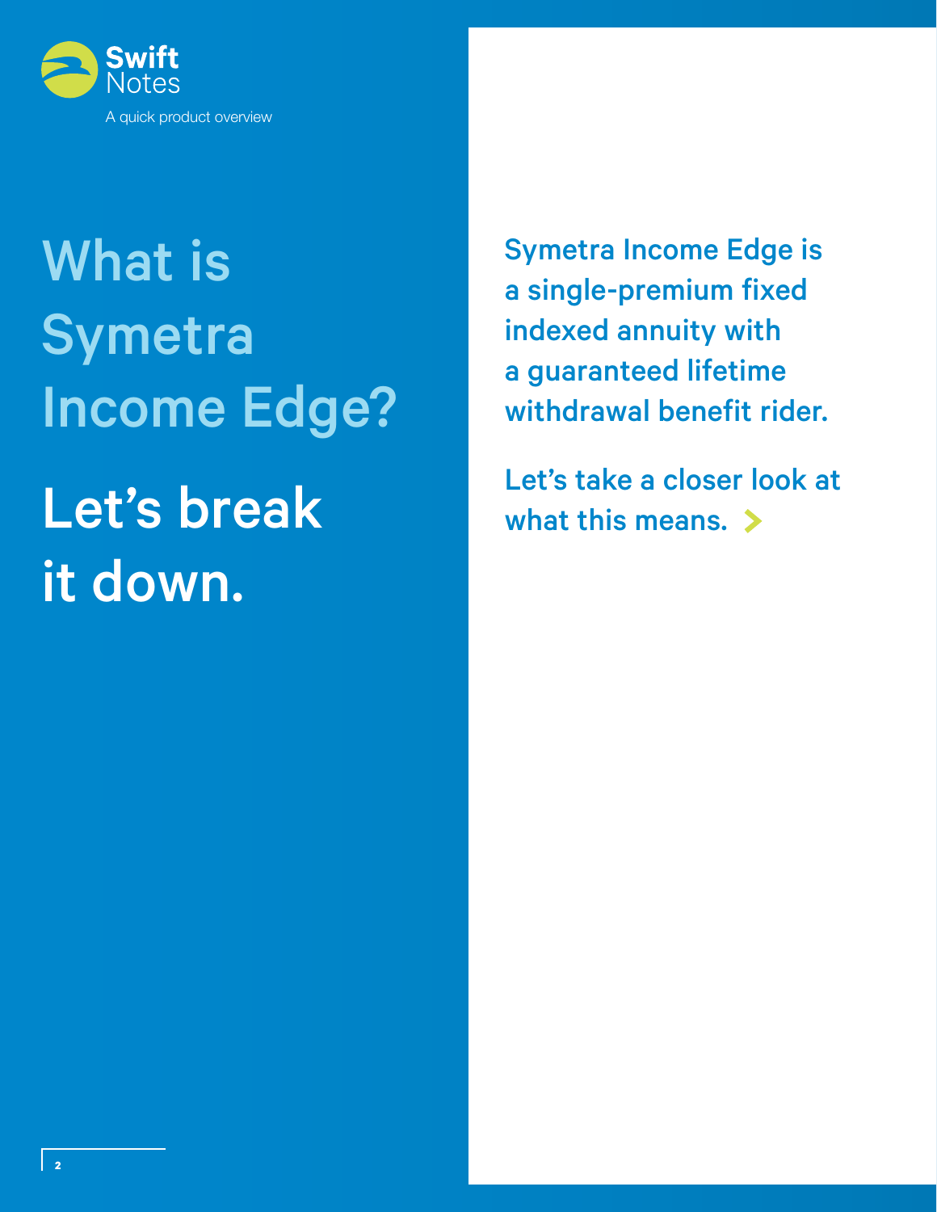# What is Symetra Income Edge?

## Let's break it down.

Symetra Income Edge is a single-premium fixed indexed annuity with a guaranteed lifetime withdrawal benefit rider.

Let's take a closer look at what this means.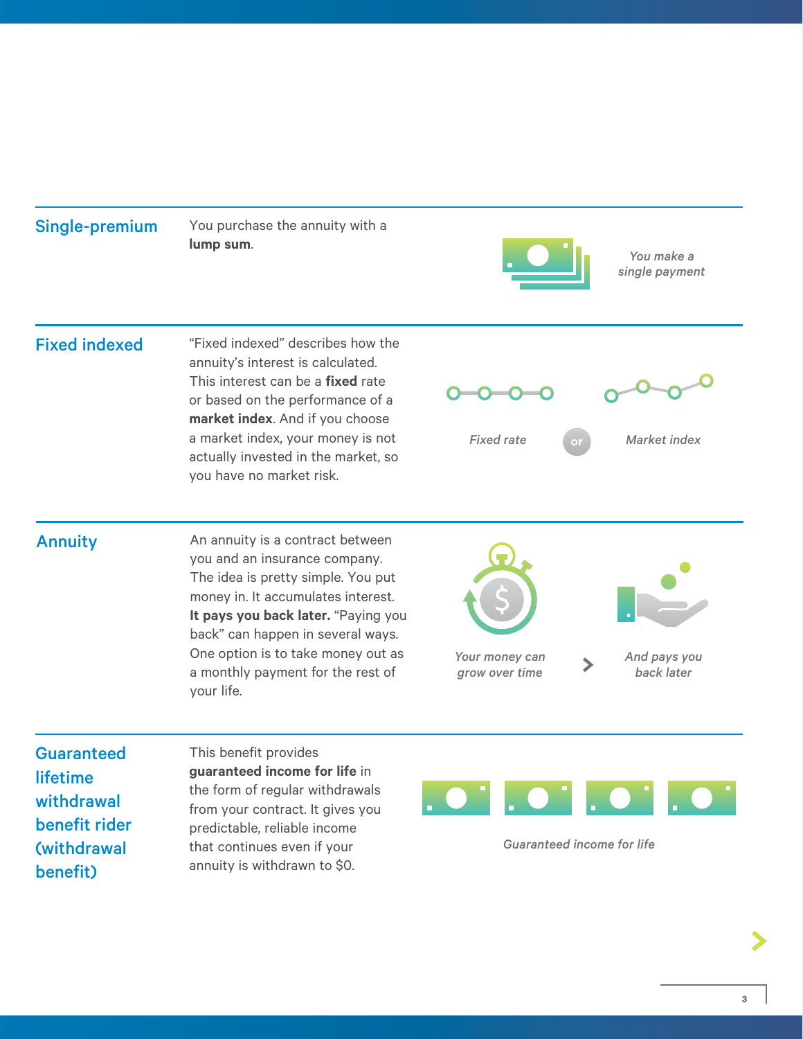## Single-premium

You purchase the annuity with a **lump sum**.

*You make a single payment*

## Fixed indexed

"Fixed indexed" describes how the annuity's interest is calculated. This interest can be a **fixed** rate or based on the performance of a **market index**. And if you choose a market index, your money is not actually invested in the market, so you have no market risk.

*Fixed rate* or *Market index*

## Annuity

An annuity is a contract between you and an insurance company. The idea is pretty simple. You put money in. It accumulates interest. **It pays you back later.** "Paying you back" can happen in several ways. One option is to take money out as a monthly payment for the rest of your life.

*Your money can grow over time* > *And pays you back later*

## Guaranteed lifetime withdrawal benefit rider (withdrawal benefit)

This benefit provides **guaranteed income for life** in the form of regular withdrawals from your contract. It gives you predictable, reliable income that continues even if your annuity is withdrawn to $0.

*Guaranteed income for life*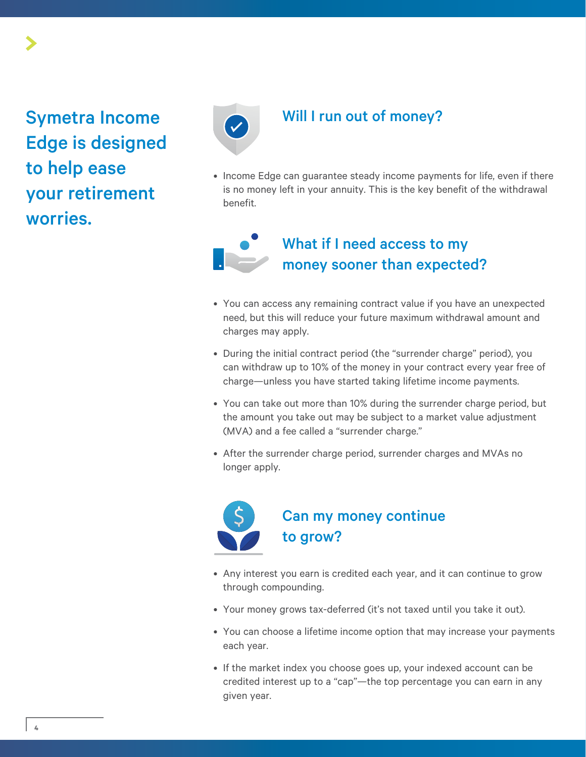# Symetra Income Edge is designed to help ease your retirement worries.

## Will I run out of money?

- Income Edge can guarantee steady income payments for life, even if there is no money left in your annuity. This is the key benefit of the withdrawal benefit.

## What if I need access to my money sooner than expected?

- You can access any remaining contract value if you have an unexpected need, but this will reduce your future maximum withdrawal amount and charges may apply.
- During the initial contract period (the "surrender charge" period), you can withdraw up to 10% of the money in your contract every year free of charge—unless you have started taking lifetime income payments.
- You can take out more than 10% during the surrender charge period, but the amount you take out may be subject to a market value adjustment (MVA) and a fee called a "surrender charge."
- After the surrender charge period, surrender charges and MVAs no longer apply.

## Can my money continue to grow?

- Any interest you earn is credited each year, and it can continue to grow through compounding.
- Your money grows tax-deferred (it's not taxed until you take it out).
- You can choose a lifetime income option that may increase your payments each year.
- If the market index you choose goes up, your indexed account can be credited interest up to a "cap"—the top percentage you can earn in any given year.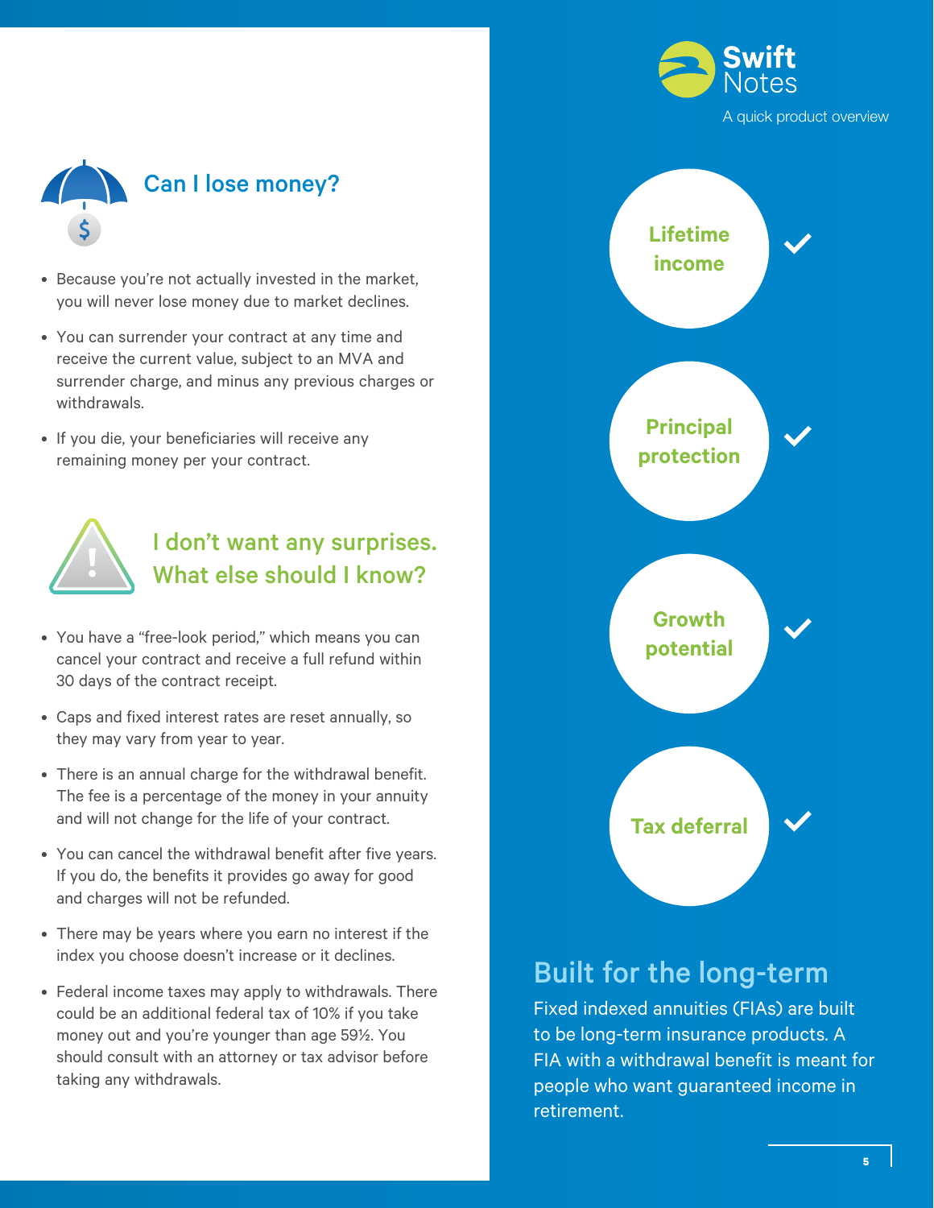## Can I lose money?

- Because you're not actually invested in the market, you will never lose money due to market declines.
- You can surrender your contract at any time and receive the current value, subject to an MVA and surrender charge, and minus any previous charges or withdrawals.
- If you die, your beneficiaries will receive any remaining money per your contract.

## I don't want any surprises. What else should I know?

- You have a "free-look period," which means you can cancel your contract and receive a full refund within 30 days of the contract receipt.
- Caps and fixed interest rates are reset annually, so they may vary from year to year.
- There is an annual charge for the withdrawal benefit. The fee is a percentage of the money in your annuity and will not change for the life of your contract.
- You can cancel the withdrawal benefit after five years. If you do, the benefits it provides go away for good and charges will not be refunded.
- There may be years where you earn no interest if the index you choose doesn't increase or it declines.
- Federal income taxes may apply to withdrawals. There could be an additional federal tax of 10% if you take money out and you're younger than age 59½. You should consult with an attorney or tax advisor before taking any withdrawals.

**Swift Notes**

A quick product overview

- Lifetime income ✓
- Principal protection ✓
- Growth potential ✓
- Tax deferral ✓

## Built for the long-term

Fixed indexed annuities (FIAs) are built to be long-term insurance products. A FIA with a withdrawal benefit is meant for people who want guaranteed income in retirement.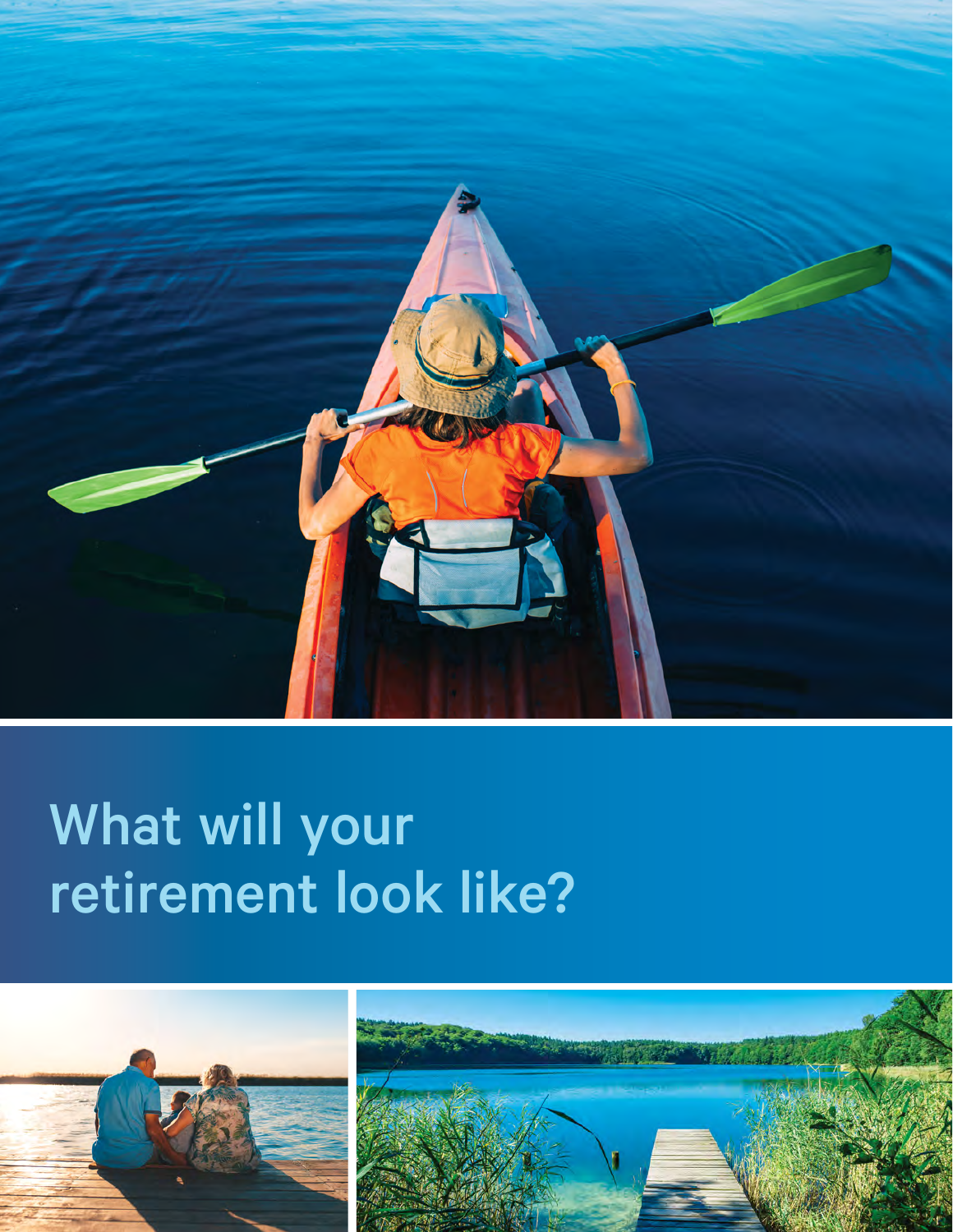# What will your retirement look like?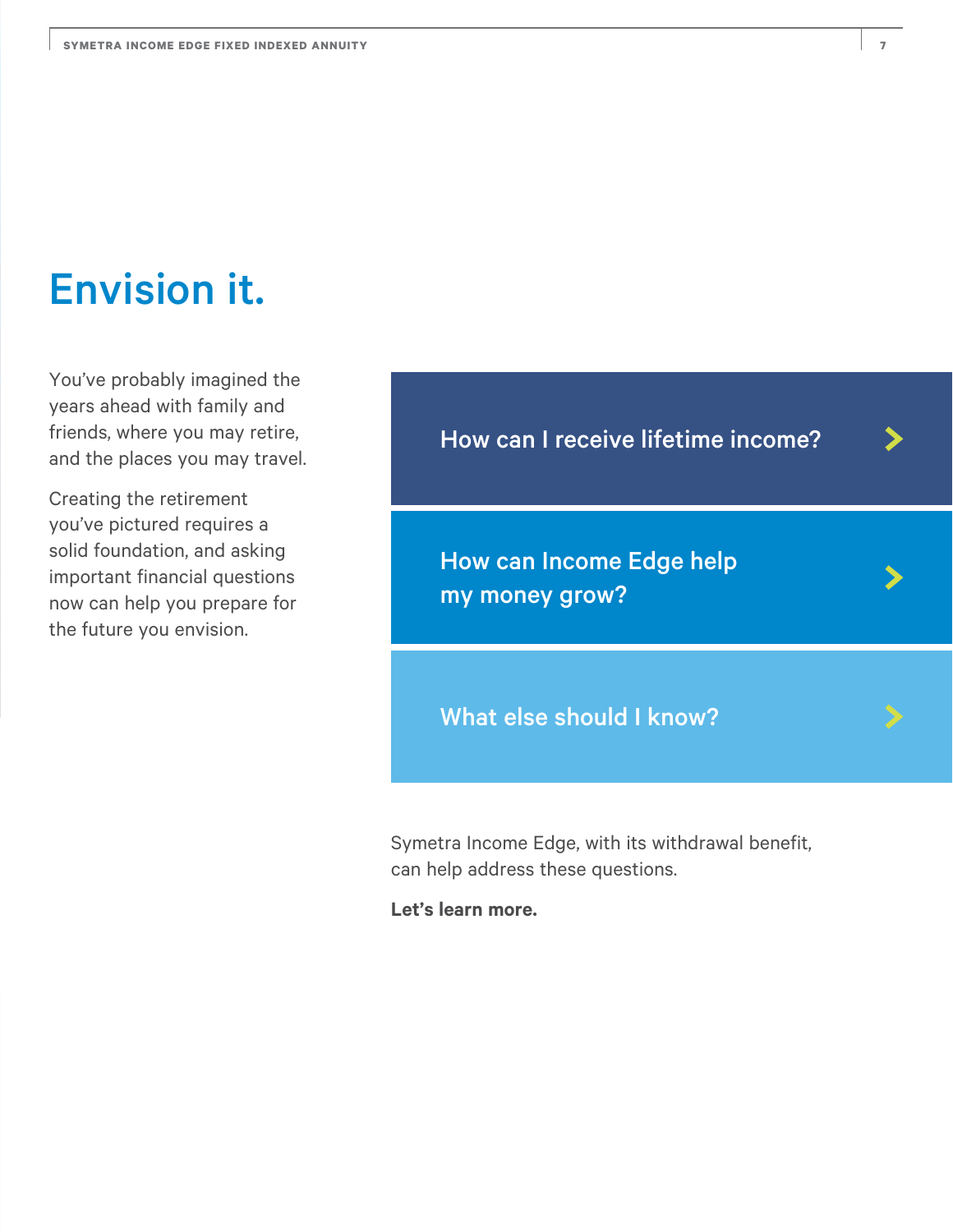# Envision it.

You've probably imagined the years ahead with family and friends, where you may retire, and the places you may travel.

Creating the retirement you've pictured requires a solid foundation, and asking important financial questions now can help you prepare for the future you envision.

How can I receive lifetime income?

How can Income Edge help my money grow?

What else should I know?

Symetra Income Edge, with its withdrawal benefit, can help address these questions.

**Let's learn more.**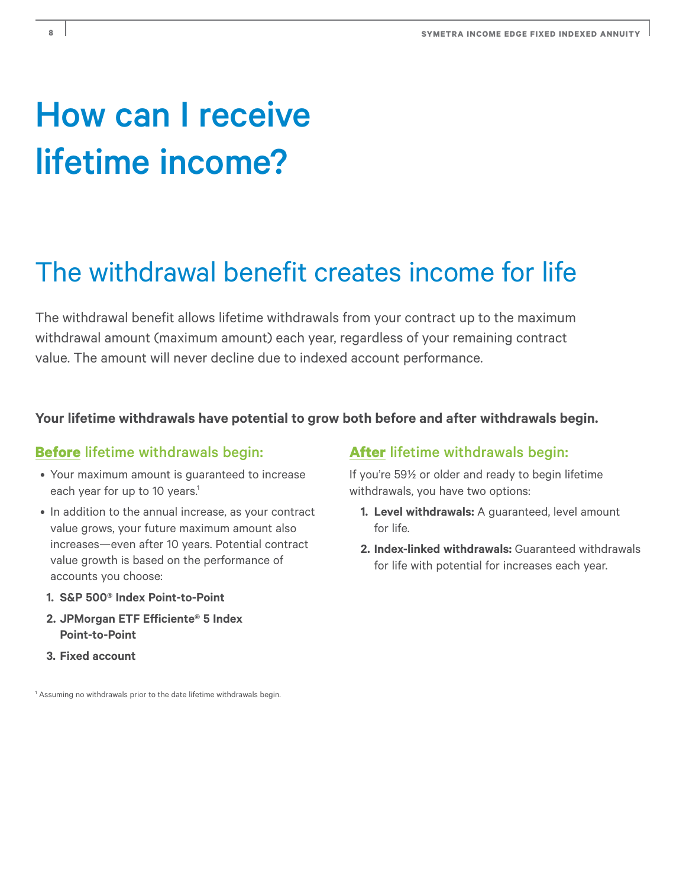# How can I receive lifetime income?

## The withdrawal benefit creates income for life

The withdrawal benefit allows lifetime withdrawals from your contract up to the maximum withdrawal amount (maximum amount) each year, regardless of your remaining contract value. The amount will never decline due to indexed account performance.

**Your lifetime withdrawals have potential to grow both before and after withdrawals begin.**

### Before lifetime withdrawals begin:

- Your maximum amount is guaranteed to increase each year for up to 10 years.[1]
- In addition to the annual increase, as your contract value grows, your future maximum amount also increases—even after 10 years. Potential contract value growth is based on the performance of accounts you choose:

1. **S&P 500® Index Point-to-Point**
2. **JPMorgan ETF Efficiente® 5 Index Point-to-Point**
3. **Fixed account**

### After lifetime withdrawals begin:

If you're 59½ or older and ready to begin lifetime withdrawals, you have two options:

1. **Level withdrawals:** A guaranteed, level amount for life.
2. **Index-linked withdrawals:** Guaranteed withdrawals for life with potential for increases each year.

[1] Assuming no withdrawals prior to the date lifetime withdrawals begin.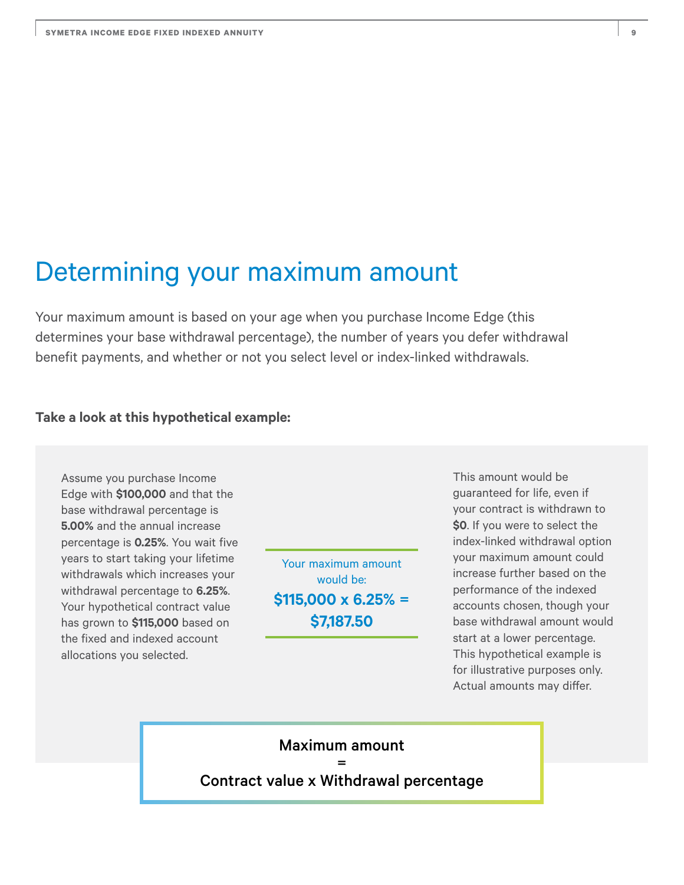# Determining your maximum amount

Your maximum amount is based on your age when you purchase Income Edge (this determines your base withdrawal percentage), the number of years you defer withdrawal benefit payments, and whether or not you select level or index-linked withdrawals.

**Take a look at this hypothetical example:**

Assume you purchase Income Edge with **$100,000** and that the base withdrawal percentage is **5.00%** and the annual increase percentage is **0.25%**. You wait five years to start taking your lifetime withdrawals which increases your withdrawal percentage to **6.25%**. Your hypothetical contract value has grown to **$115,000** based on the fixed and indexed account allocations you selected.

Your maximum amount would be:

**$115,000 x 6.25% = $7,187.50**

This amount would be guaranteed for life, even if your contract is withdrawn to **$0**. If you were to select the index-linked withdrawal option your maximum amount could increase further based on the performance of the indexed accounts chosen, though your base withdrawal amount would start at a lower percentage. This hypothetical example is for illustrative purposes only. Actual amounts may differ.

**Maximum amount**
**=**
**Contract value x Withdrawal percentage**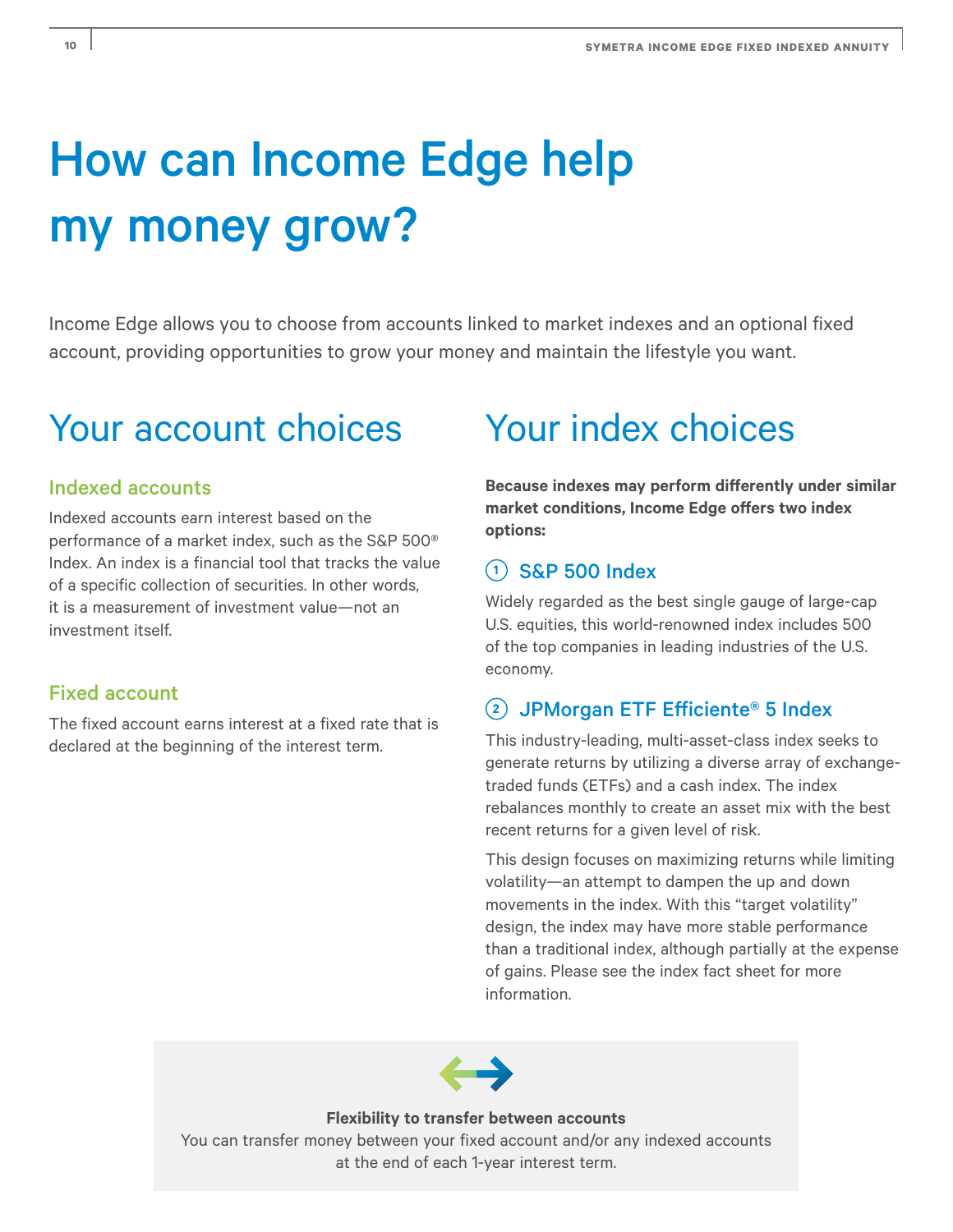# How can Income Edge help my money grow?

Income Edge allows you to choose from accounts linked to market indexes and an optional fixed account, providing opportunities to grow your money and maintain the lifestyle you want.

## Your account choices

### Indexed accounts

Indexed accounts earn interest based on the performance of a market index, such as the S&P 500® Index. An index is a financial tool that tracks the value of a specific collection of securities. In other words, it is a measurement of investment value—not an investment itself.

### Fixed account

The fixed account earns interest at a fixed rate that is declared at the beginning of the interest term.

## Your index choices

**Because indexes may perform differently under similar market conditions, Income Edge offers two index options:**

### 1 S&P 500 Index

Widely regarded as the best single gauge of large-cap U.S. equities, this world-renowned index includes 500 of the top companies in leading industries of the U.S. economy.

### 2 JPMorgan ETF Efficiente® 5 Index

This industry-leading, multi-asset-class index seeks to generate returns by utilizing a diverse array of exchange-traded funds (ETFs) and a cash index. The index rebalances monthly to create an asset mix with the best recent returns for a given level of risk.

This design focuses on maximizing returns while limiting volatility—an attempt to dampen the up and down movements in the index. With this "target volatility" design, the index may have more stable performance than a traditional index, although partially at the expense of gains. Please see the index fact sheet for more information.

**Flexibility to transfer between accounts**

You can transfer money between your fixed account and/or any indexed accounts at the end of each 1-year interest term.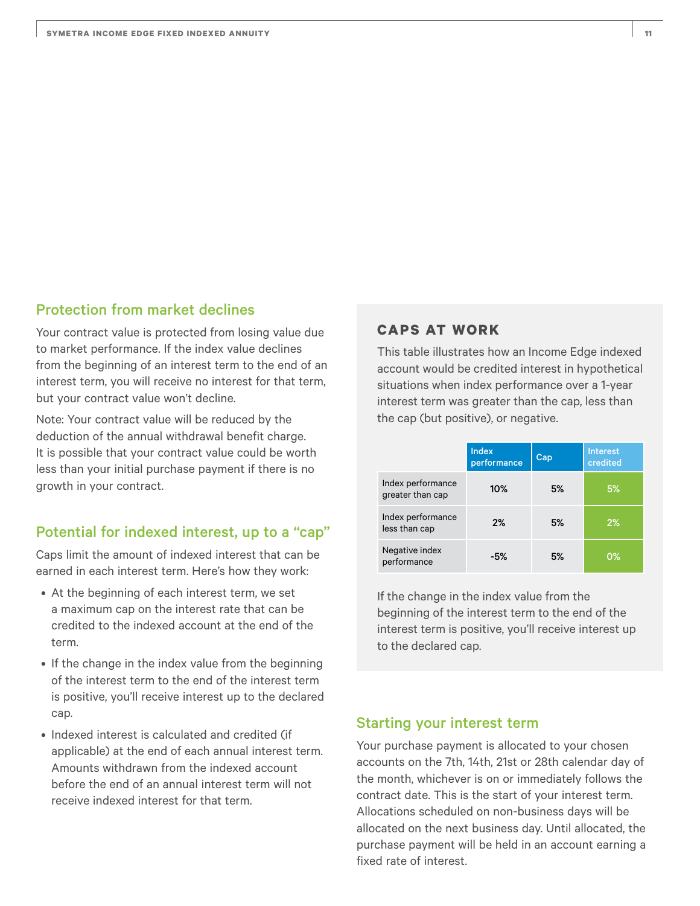## Protection from market declines

Your contract value is protected from losing value due to market performance. If the index value declines from the beginning of an interest term to the end of an interest term, you will receive no interest for that term, but your contract value won't decline.

Note: Your contract value will be reduced by the deduction of the annual withdrawal benefit charge. It is possible that your contract value could be worth less than your initial purchase payment if there is no growth in your contract.

## Potential for indexed interest, up to a "cap"

Caps limit the amount of indexed interest that can be earned in each interest term. Here's how they work:

- At the beginning of each interest term, we set a maximum cap on the interest rate that can be credited to the indexed account at the end of the term.
- If the change in the index value from the beginning of the interest term to the end of the interest term is positive, you'll receive interest up to the declared cap.
- Indexed interest is calculated and credited (if applicable) at the end of each annual interest term. Amounts withdrawn from the indexed account before the end of an annual interest term will not receive indexed interest for that term.

### CAPS AT WORK

This table illustrates how an Income Edge indexed account would be credited interest in hypothetical situations when index performance over a 1-year interest term was greater than the cap, less than the cap (but positive), or negative.

| | Index performance | Cap | Interest credited |
|---|---|---|---|
| Index performance greater than cap | 10% | 5% | 5% |
| Index performance less than cap | 2% | 5% | 2% |
| Negative index performance | -5% | 5% | 0% |

If the change in the index value from the beginning of the interest term to the end of the interest term is positive, you'll receive interest up to the declared cap.

## Starting your interest term

Your purchase payment is allocated to your chosen accounts on the 7th, 14th, 21st or 28th calendar day of the month, whichever is on or immediately follows the contract date. This is the start of your interest term. Allocations scheduled on non-business days will be allocated on the next business day. Until allocated, the purchase payment will be held in an account earning a fixed rate of interest.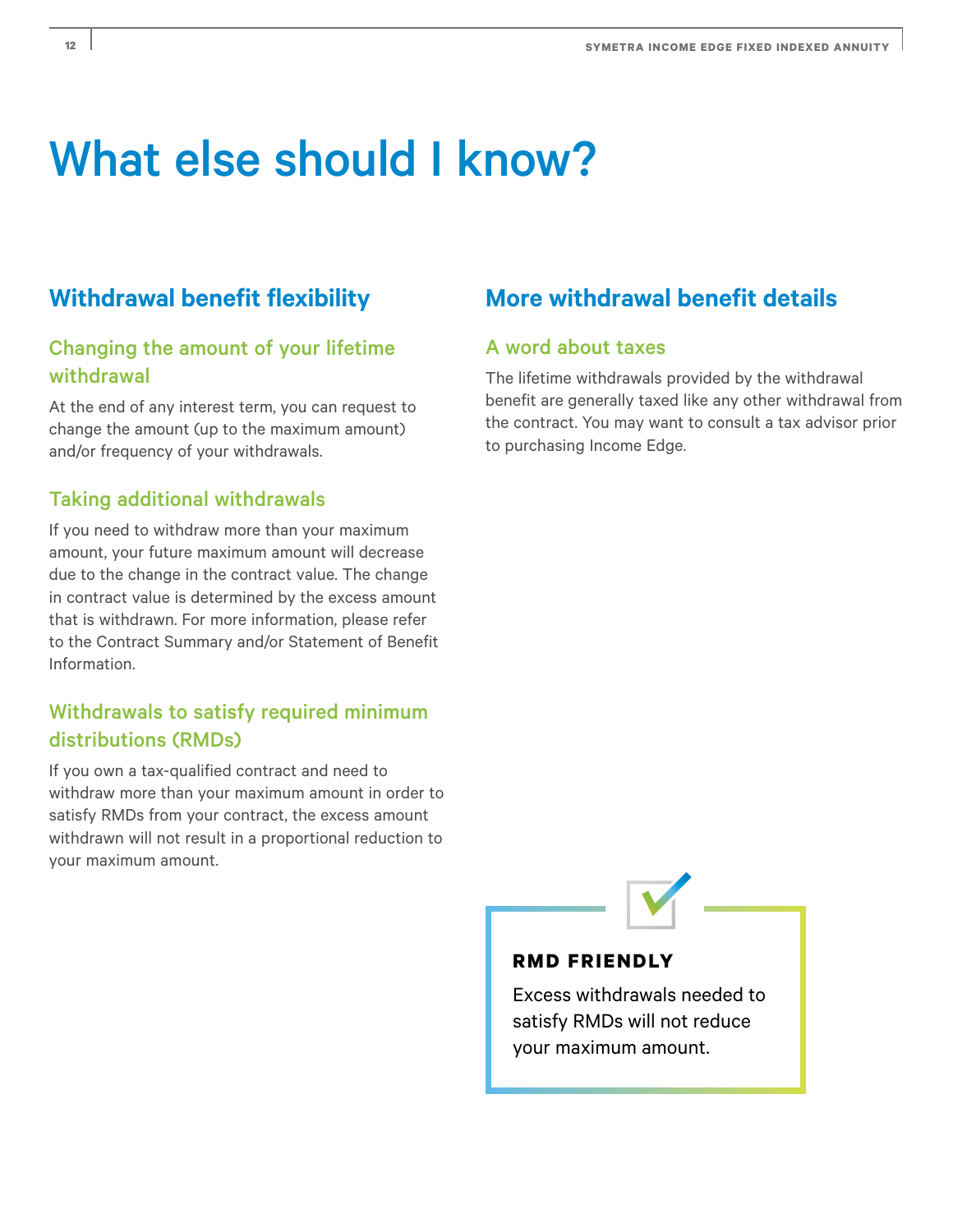# What else should I know?

## Withdrawal benefit flexibility

### Changing the amount of your lifetime withdrawal

At the end of any interest term, you can request to change the amount (up to the maximum amount) and/or frequency of your withdrawals.

### Taking additional withdrawals

If you need to withdraw more than your maximum amount, your future maximum amount will decrease due to the change in the contract value. The change in contract value is determined by the excess amount that is withdrawn. For more information, please refer to the Contract Summary and/or Statement of Benefit Information.

### Withdrawals to satisfy required minimum distributions (RMDs)

If you own a tax-qualified contract and need to withdraw more than your maximum amount in order to satisfy RMDs from your contract, the excess amount withdrawn will not result in a proportional reduction to your maximum amount.

## More withdrawal benefit details

### A word about taxes

The lifetime withdrawals provided by the withdrawal benefit are generally taxed like any other withdrawal from the contract. You may want to consult a tax advisor prior to purchasing Income Edge.

**RMD FRIENDLY**

Excess withdrawals needed to satisfy RMDs will not reduce your maximum amount.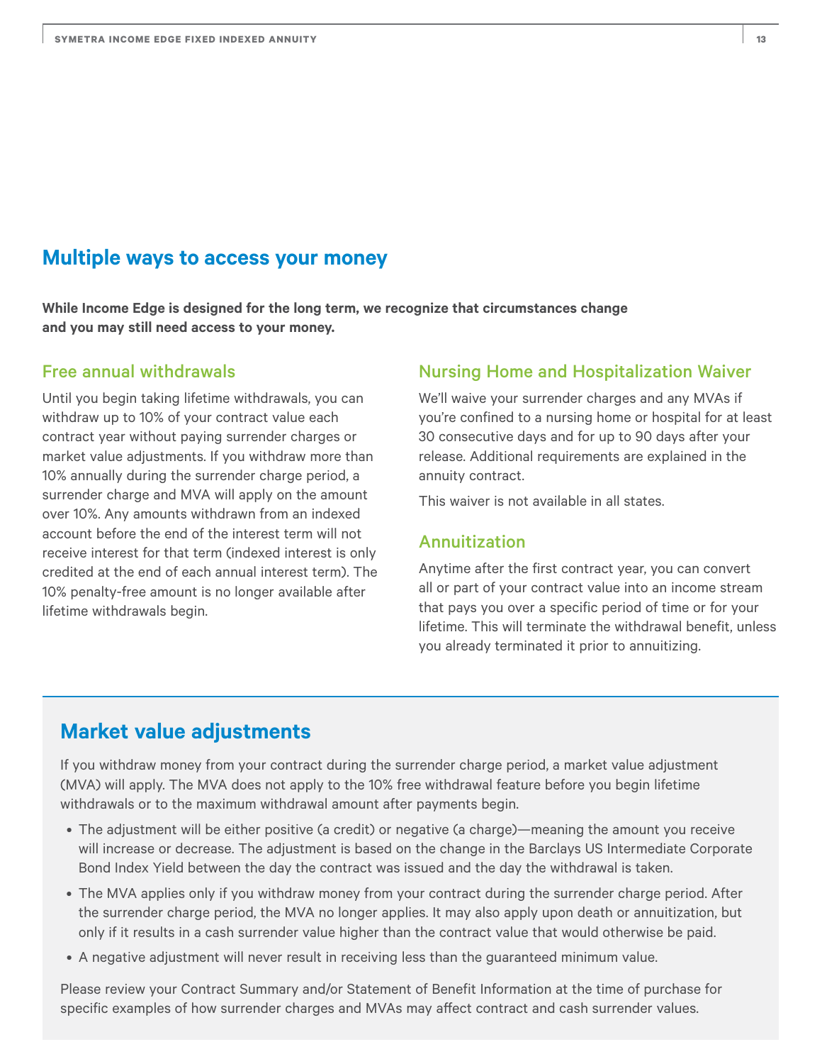## Multiple ways to access your money

**While Income Edge is designed for the long term, we recognize that circumstances change and you may still need access to your money.**

### Free annual withdrawals

Until you begin taking lifetime withdrawals, you can withdraw up to 10% of your contract value each contract year without paying surrender charges or market value adjustments. If you withdraw more than 10% annually during the surrender charge period, a surrender charge and MVA will apply on the amount over 10%. Any amounts withdrawn from an indexed account before the end of the interest term will not receive interest for that term (indexed interest is only credited at the end of each annual interest term). The 10% penalty-free amount is no longer available after lifetime withdrawals begin.

### Nursing Home and Hospitalization Waiver

We'll waive your surrender charges and any MVAs if you're confined to a nursing home or hospital for at least 30 consecutive days and for up to 90 days after your release. Additional requirements are explained in the annuity contract.

This waiver is not available in all states.

### Annuitization

Anytime after the first contract year, you can convert all or part of your contract value into an income stream that pays you over a specific period of time or for your lifetime. This will terminate the withdrawal benefit, unless you already terminated it prior to annuitizing.

## Market value adjustments

If you withdraw money from your contract during the surrender charge period, a market value adjustment (MVA) will apply. The MVA does not apply to the 10% free withdrawal feature before you begin lifetime withdrawals or to the maximum withdrawal amount after payments begin.

- The adjustment will be either positive (a credit) or negative (a charge)—meaning the amount you receive will increase or decrease. The adjustment is based on the change in the Barclays US Intermediate Corporate Bond Index Yield between the day the contract was issued and the day the withdrawal is taken.
- The MVA applies only if you withdraw money from your contract during the surrender charge period. After the surrender charge period, the MVA no longer applies. It may also apply upon death or annuitization, but only if it results in a cash surrender value higher than the contract value that would otherwise be paid.
- A negative adjustment will never result in receiving less than the guaranteed minimum value.

Please review your Contract Summary and/or Statement of Benefit Information at the time of purchase for specific examples of how surrender charges and MVAs may affect contract and cash surrender values.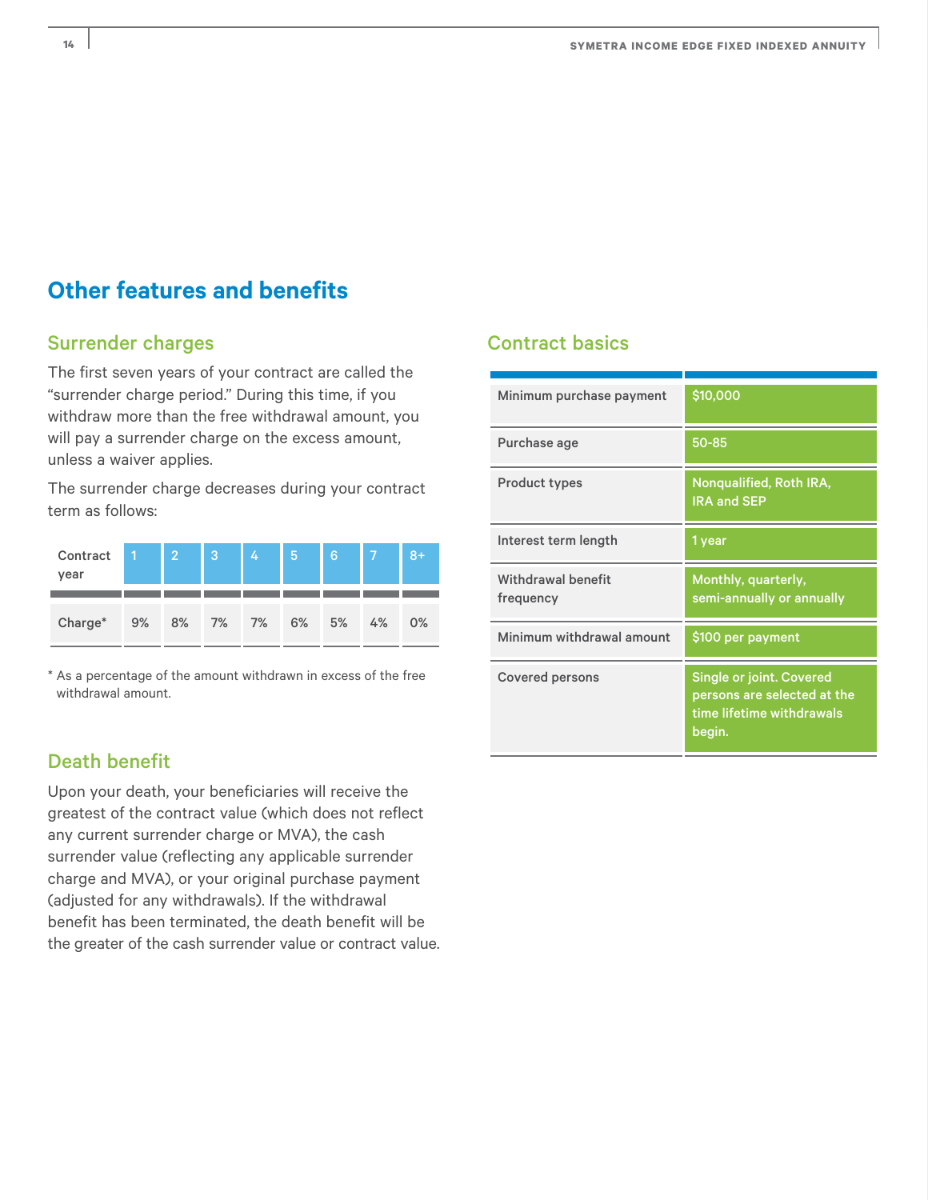# Other features and benefits

## Surrender charges

The first seven years of your contract are called the "surrender charge period." During this time, if you withdraw more than the free withdrawal amount, you will pay a surrender charge on the excess amount, unless a waiver applies.

The surrender charge decreases during your contract term as follows:

| Contract year | 1 | 2 | 3 | 4 | 5 | 6 | 7 | 8+ |
|---|---|---|---|---|---|---|---|---|
| Charge* | 9% | 8% | 7% | 7% | 6% | 5% | 4% | 0% |

\* As a percentage of the amount withdrawn in excess of the free withdrawal amount.

## Death benefit

Upon your death, your beneficiaries will receive the greatest of the contract value (which does not reflect any current surrender charge or MVA), the cash surrender value (reflecting any applicable surrender charge and MVA), or your original purchase payment (adjusted for any withdrawals). If the withdrawal benefit has been terminated, the death benefit will be the greater of the cash surrender value or contract value.

## Contract basics

| | |
|---|---|
| Minimum purchase payment | $10,000 |
| Purchase age | 50-85 |
| Product types | Nonqualified, Roth IRA, IRA and SEP |
| Interest term length | 1 year |
| Withdrawal benefit frequency | Monthly, quarterly, semi-annually or annually |
| Minimum withdrawal amount | $100 per payment |
| Covered persons | Single or joint. Covered persons are selected at the time lifetime withdrawals begin. |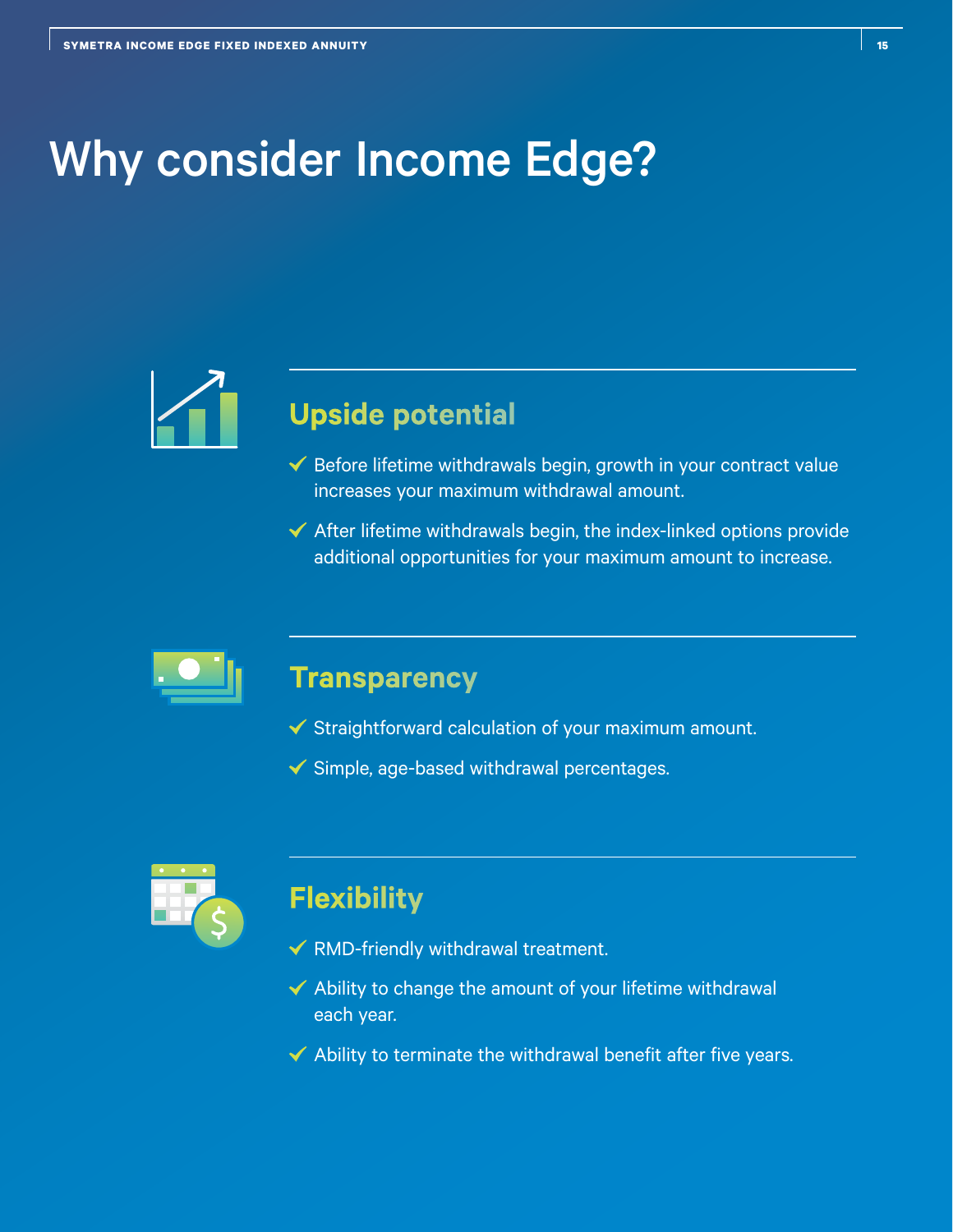# Why consider Income Edge?

## Upside potential

- Before lifetime withdrawals begin, growth in your contract value increases your maximum withdrawal amount.
- After lifetime withdrawals begin, the index-linked options provide additional opportunities for your maximum amount to increase.

## Transparency

- Straightforward calculation of your maximum amount.
- Simple, age-based withdrawal percentages.

## Flexibility

- RMD-friendly withdrawal treatment.
- Ability to change the amount of your lifetime withdrawal each year.
- Ability to terminate the withdrawal benefit after five years.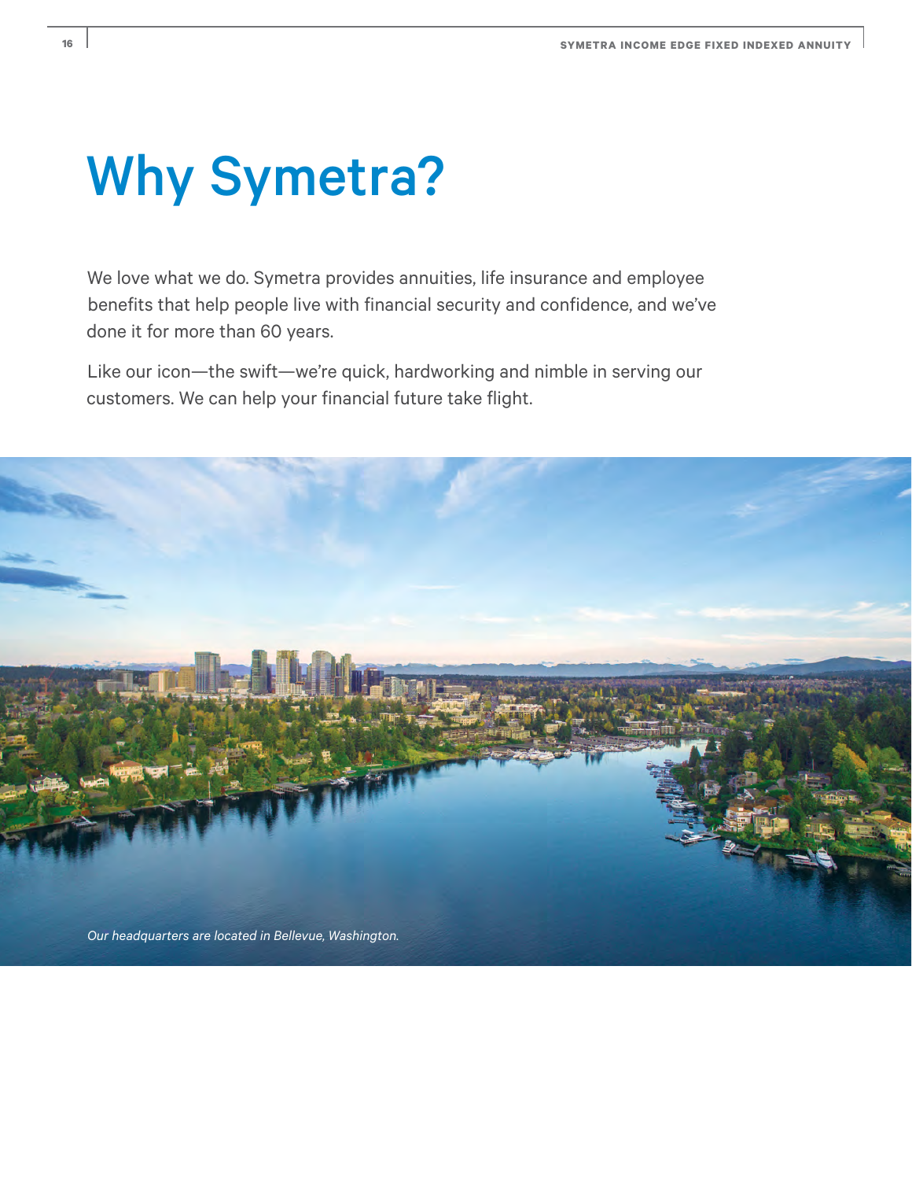# Why Symetra?

We love what we do. Symetra provides annuities, life insurance and employee benefits that help people live with financial security and confidence, and we've done it for more than 60 years.

Like our icon—the swift—we're quick, hardworking and nimble in serving our customers. We can help your financial future take flight.

*Our headquarters are located in Bellevue, Washington.*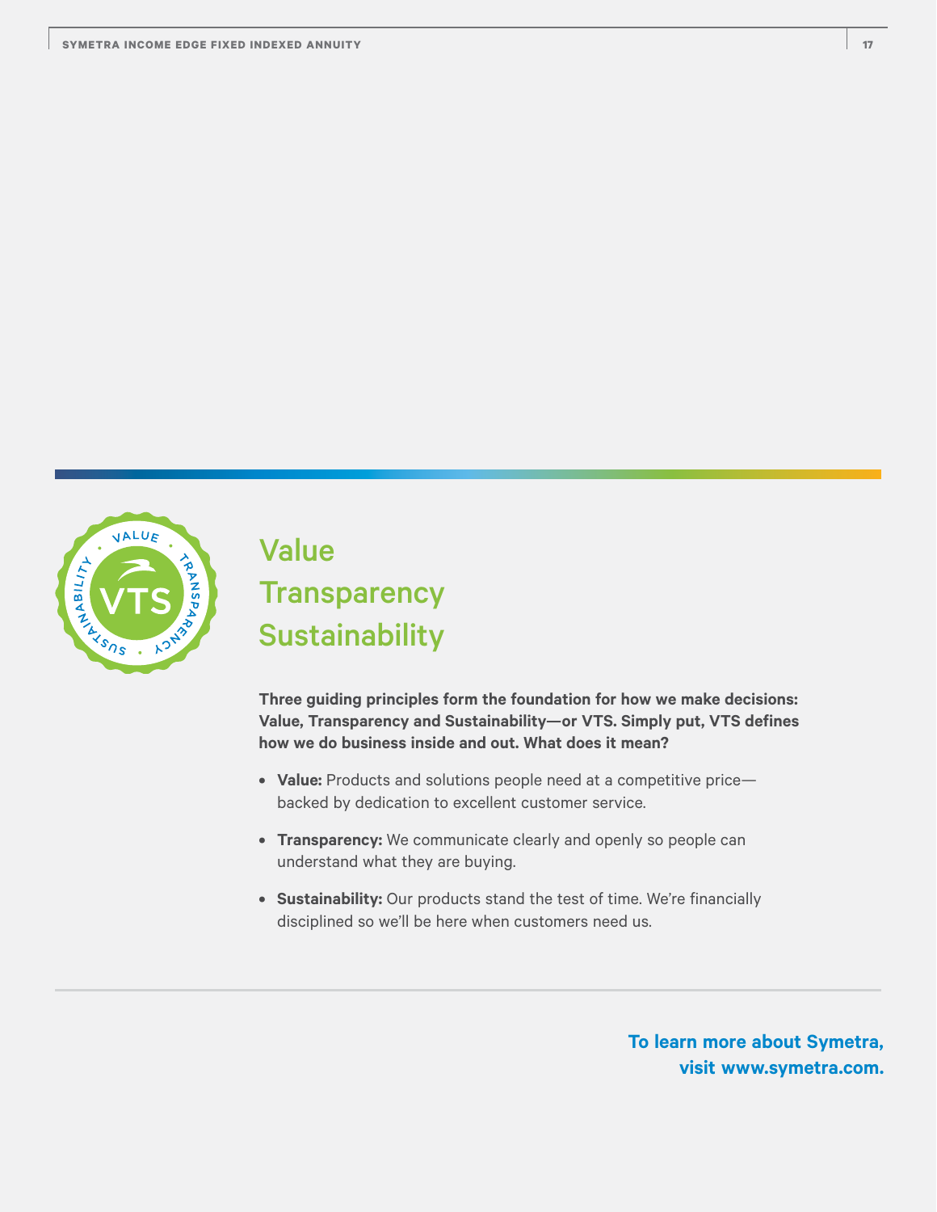# Value
# Transparency
# Sustainability

**Three guiding principles form the foundation for how we make decisions: Value, Transparency and Sustainability—or VTS. Simply put, VTS defines how we do business inside and out. What does it mean?**

- **Value:** Products and solutions people need at a competitive price—backed by dedication to excellent customer service.
- **Transparency:** We communicate clearly and openly so people can understand what they are buying.
- **Sustainability:** Our products stand the test of time. We're financially disciplined so we'll be here when customers need us.

**To learn more about Symetra, visit www.symetra.com.**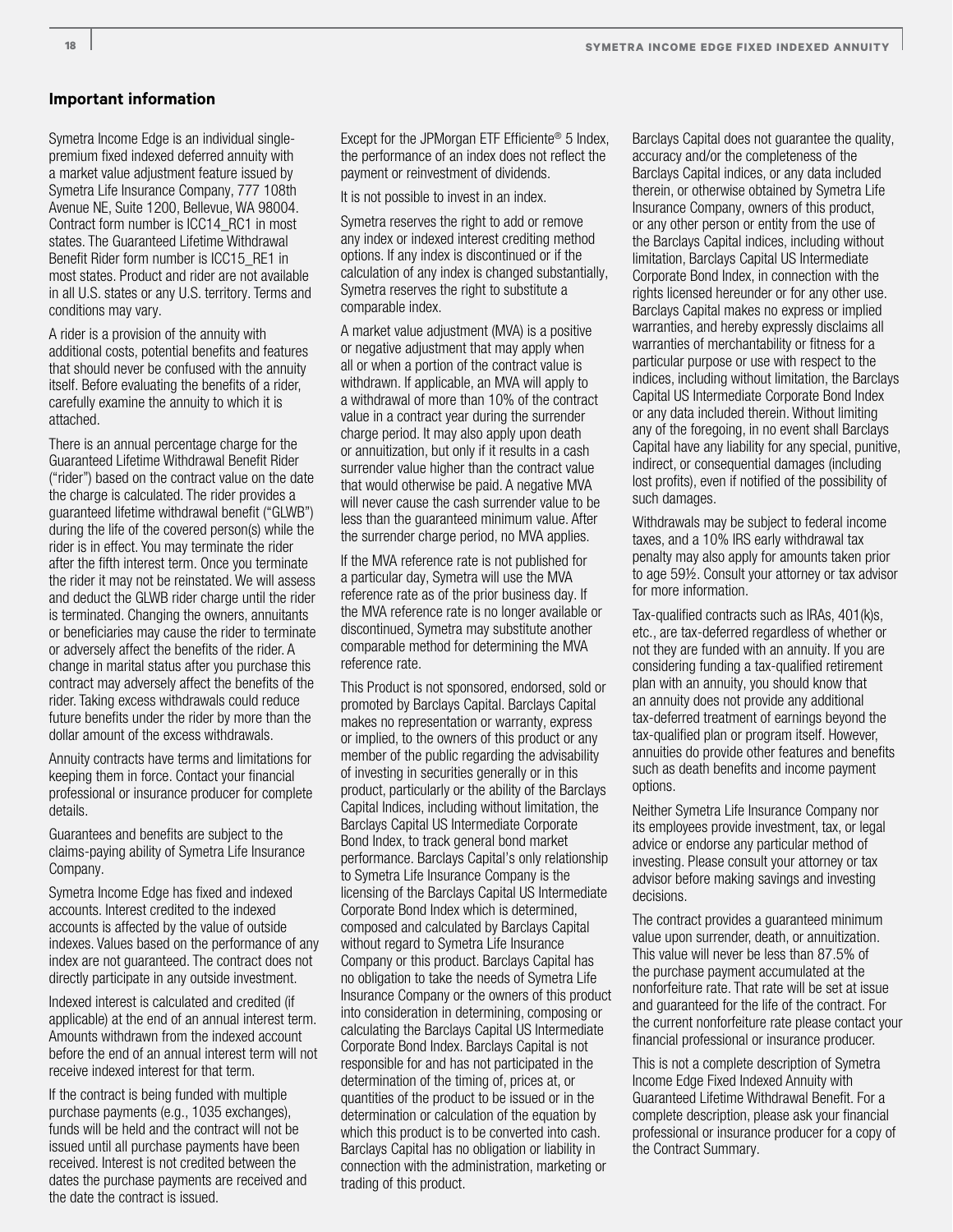## Important information

Symetra Income Edge is an individual single-premium fixed indexed deferred annuity with a market value adjustment feature issued by Symetra Life Insurance Company, 777 108th Avenue NE, Suite 1200, Bellevue, WA 98004. Contract form number is ICC14_RC1 in most states. The Guaranteed Lifetime Withdrawal Benefit Rider form number is ICC15_RE1 in most states. Product and rider are not available in all U.S. states or any U.S. territory. Terms and conditions may vary.

A rider is a provision of the annuity with additional costs, potential benefits and features that should never be confused with the annuity itself. Before evaluating the benefits of a rider, carefully examine the annuity to which it is attached.

There is an annual percentage charge for the Guaranteed Lifetime Withdrawal Benefit Rider ("rider") based on the contract value on the date the charge is calculated. The rider provides a guaranteed lifetime withdrawal benefit ("GLWB") during the life of the covered person(s) while the rider is in effect. You may terminate the rider after the fifth interest term. Once you terminate the rider it may not be reinstated. We will assess and deduct the GLWB rider charge until the rider is terminated. Changing the owners, annuitants or beneficiaries may cause the rider to terminate or adversely affect the benefits of the rider. A change in marital status after you purchase this contract may adversely affect the benefits of the rider. Taking excess withdrawals could reduce future benefits under the rider by more than the dollar amount of the excess withdrawals.

Annuity contracts have terms and limitations for keeping them in force. Contact your financial professional or insurance producer for complete details.

Guarantees and benefits are subject to the claims-paying ability of Symetra Life Insurance Company.

Symetra Income Edge has fixed and indexed accounts. Interest credited to the indexed accounts is affected by the value of outside indexes. Values based on the performance of any index are not guaranteed. The contract does not directly participate in any outside investment.

Indexed interest is calculated and credited (if applicable) at the end of an annual interest term. Amounts withdrawn from the indexed account before the end of an annual interest term will not receive indexed interest for that term.

If the contract is being funded with multiple purchase payments (e.g., 1035 exchanges), funds will be held and the contract will not be issued until all purchase payments have been received. Interest is not credited between the dates the purchase payments are received and the date the contract is issued.

Except for the JPMorgan ETF Efficiente® 5 Index, the performance of an index does not reflect the payment or reinvestment of dividends.

It is not possible to invest in an index.

Symetra reserves the right to add or remove any index or indexed interest crediting method options. If any index is discontinued or if the calculation of any index is changed substantially, Symetra reserves the right to substitute a comparable index.

A market value adjustment (MVA) is a positive or negative adjustment that may apply when all or when a portion of the contract value is withdrawn. If applicable, an MVA will apply to a withdrawal of more than 10% of the contract value in a contract year during the surrender charge period. It may also apply upon death or annuitization, but only if it results in a cash surrender value higher than the contract value that would otherwise be paid. A negative MVA will never cause the cash surrender value to be less than the guaranteed minimum value. After the surrender charge period, no MVA applies.

If the MVA reference rate is not published for a particular day, Symetra will use the MVA reference rate as of the prior business day. If the MVA reference rate is no longer available or discontinued, Symetra may substitute another comparable method for determining the MVA reference rate.

This Product is not sponsored, endorsed, sold or promoted by Barclays Capital. Barclays Capital makes no representation or warranty, express or implied, to the owners of this product or any member of the public regarding the advisability of investing in securities generally or in this product, particularly or the ability of the Barclays Capital Indices, including without limitation, the Barclays Capital US Intermediate Corporate Bond Index, to track general bond market performance. Barclays Capital's only relationship to Symetra Life Insurance Company is the licensing of the Barclays Capital US Intermediate Corporate Bond Index which is determined, composed and calculated by Barclays Capital without regard to Symetra Life Insurance Company or this product. Barclays Capital has no obligation to take the needs of Symetra Life Insurance Company or the owners of this product into consideration in determining, composing or calculating the Barclays Capital US Intermediate Corporate Bond Index. Barclays Capital is not responsible for and has not participated in the determination of the timing of, prices at, or quantities of the product to be issued or in the determination or calculation of the equation by which this product is to be converted into cash. Barclays Capital has no obligation or liability in connection with the administration, marketing or trading of this product.

Barclays Capital does not guarantee the quality, accuracy and/or the completeness of the Barclays Capital indices, or any data included therein, or otherwise obtained by Symetra Life Insurance Company, owners of this product, or any other person or entity from the use of the Barclays Capital indices, including without limitation, Barclays Capital US Intermediate Corporate Bond Index, in connection with the rights licensed hereunder or for any other use. Barclays Capital makes no express or implied warranties, and hereby expressly disclaims all warranties of merchantability or fitness for a particular purpose or use with respect to the indices, including without limitation, the Barclays Capital US Intermediate Corporate Bond Index or any data included therein. Without limiting any of the foregoing, in no event shall Barclays Capital have any liability for any special, punitive, indirect, or consequential damages (including lost profits), even if notified of the possibility of such damages.

Withdrawals may be subject to federal income taxes, and a 10% IRS early withdrawal tax penalty may also apply for amounts taken prior to age 59½. Consult your attorney or tax advisor for more information.

Tax-qualified contracts such as IRAs, 401(k)s, etc., are tax-deferred regardless of whether or not they are funded with an annuity. If you are considering funding a tax-qualified retirement plan with an annuity, you should know that an annuity does not provide any additional tax-deferred treatment of earnings beyond the tax-qualified plan or program itself. However, annuities do provide other features and benefits such as death benefits and income payment options.

Neither Symetra Life Insurance Company nor its employees provide investment, tax, or legal advice or endorse any particular method of investing. Please consult your attorney or tax advisor before making savings and investing decisions.

The contract provides a guaranteed minimum value upon surrender, death, or annuitization. This value will never be less than 87.5% of the purchase payment accumulated at the nonforfeiture rate. That rate will be set at issue and guaranteed for the life of the contract. For the current nonforfeiture rate please contact your financial professional or insurance producer.

This is not a complete description of Symetra Income Edge Fixed Indexed Annuity with Guaranteed Lifetime Withdrawal Benefit. For a complete description, please ask your financial professional or insurance producer for a copy of the Contract Summary.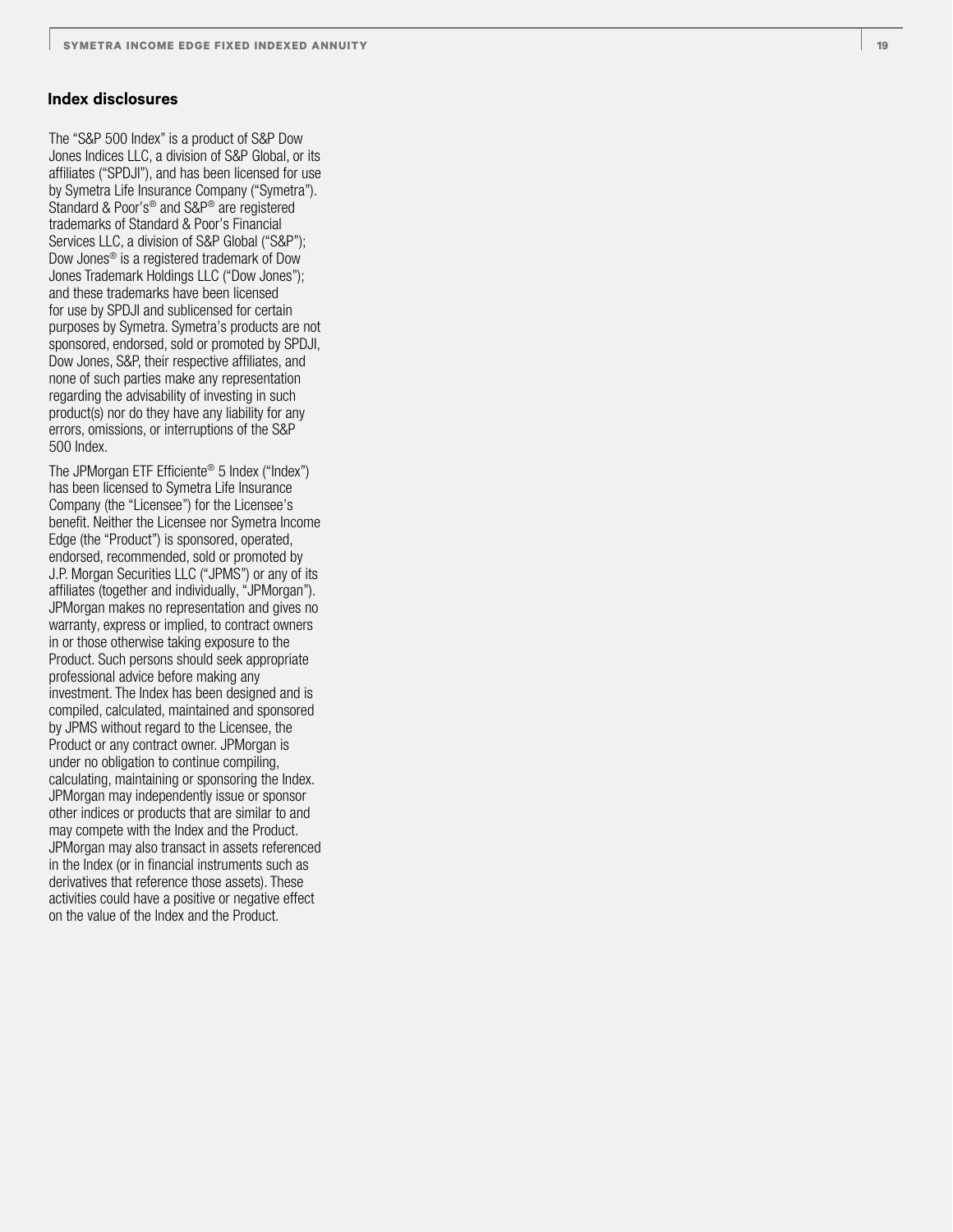## Index disclosures

The "S&P 500 Index" is a product of S&P Dow Jones Indices LLC, a division of S&P Global, or its affiliates ("SPDJI"), and has been licensed for use by Symetra Life Insurance Company ("Symetra"). Standard & Poor's® and S&P® are registered trademarks of Standard & Poor's Financial Services LLC, a division of S&P Global ("S&P"); Dow Jones® is a registered trademark of Dow Jones Trademark Holdings LLC ("Dow Jones"); and these trademarks have been licensed for use by SPDJI and sublicensed for certain purposes by Symetra. Symetra's products are not sponsored, endorsed, sold or promoted by SPDJI, Dow Jones, S&P, their respective affiliates, and none of such parties make any representation regarding the advisability of investing in such product(s) nor do they have any liability for any errors, omissions, or interruptions of the S&P 500 Index.

The JPMorgan ETF Efficiente® 5 Index ("Index") has been licensed to Symetra Life Insurance Company (the "Licensee") for the Licensee's benefit. Neither the Licensee nor Symetra Income Edge (the "Product") is sponsored, operated, endorsed, recommended, sold or promoted by J.P. Morgan Securities LLC ("JPMS") or any of its affiliates (together and individually, "JPMorgan"). JPMorgan makes no representation and gives no warranty, express or implied, to contract owners in or those otherwise taking exposure to the Product. Such persons should seek appropriate professional advice before making any investment. The Index has been designed and is compiled, calculated, maintained and sponsored by JPMS without regard to the Licensee, the Product or any contract owner. JPMorgan is under no obligation to continue compiling, calculating, maintaining or sponsoring the Index. JPMorgan may independently issue or sponsor other indices or products that are similar to and may compete with the Index and the Product. JPMorgan may also transact in assets referenced in the Index (or in financial instruments such as derivatives that reference those assets). These activities could have a positive or negative effect on the value of the Index and the Product.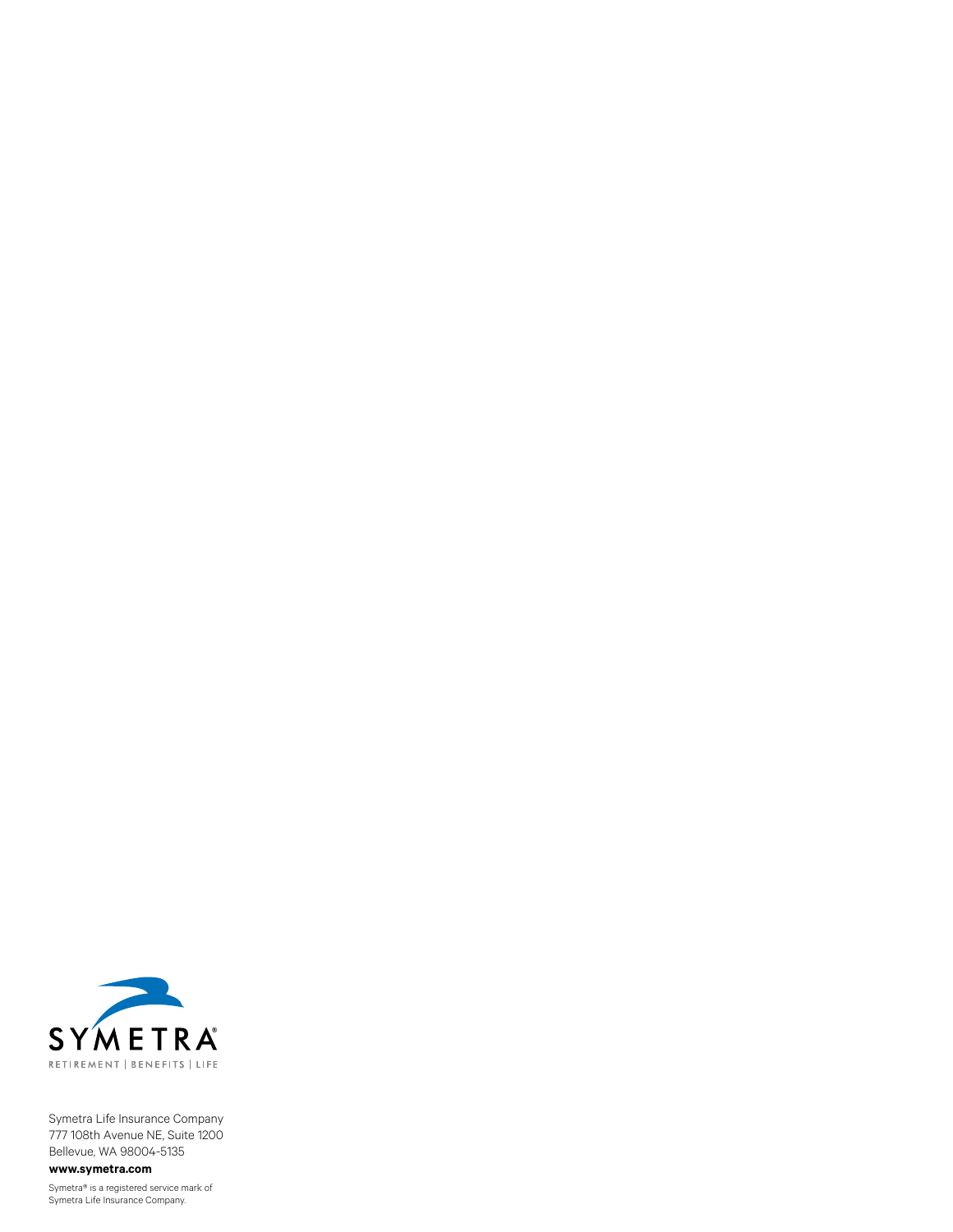SYMETRA®

RETIREMENT | BENEFITS | LIFE

Symetra Life Insurance Company
777 108th Avenue NE, Suite 1200
Bellevue, WA 98004-5135

**www.symetra.com**

Symetra® is a registered service mark of
Symetra Life Insurance Company.